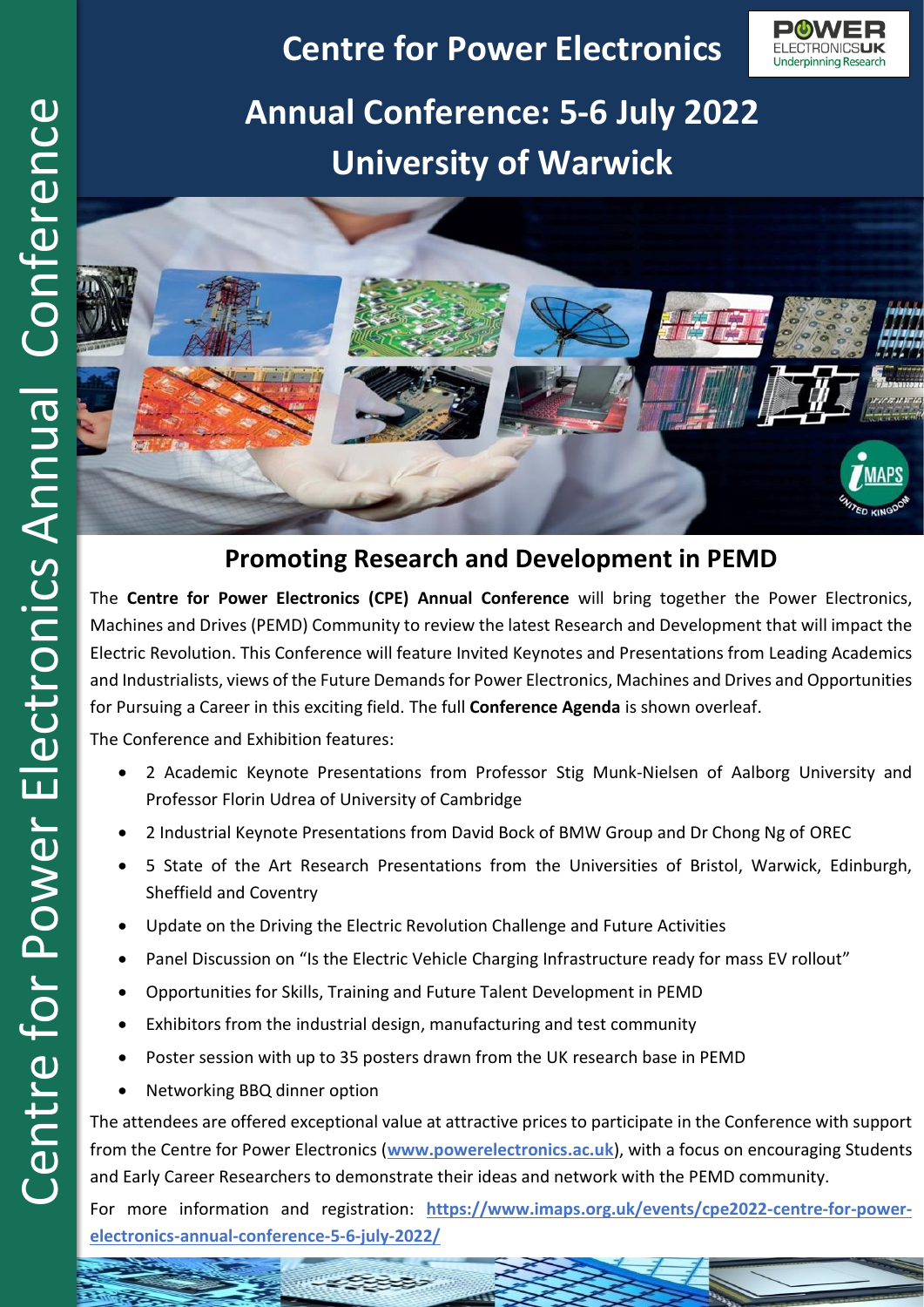# Centre for Power Electronics

## Annual Conference: 5-6 July 2022
## University of Warwick

## Promoting Research and Development in PEMD

The **Centre for Power Electronics (CPE) Annual Conference** will bring together the Power Electronics, Machines and Drives (PEMD) Community to review the latest Research and Development that will impact the Electric Revolution. This Conference will feature Invited Keynotes and Presentations from Leading Academics and Industrialists, views of the Future Demands for Power Electronics, Machines and Drives and Opportunities for Pursuing a Career in this exciting field. The full **Conference Agenda** is shown overleaf.

The Conference and Exhibition features:

- 2 Academic Keynote Presentations from Professor Stig Munk-Nielsen of Aalborg University and Professor Florin Udrea of University of Cambridge
- 2 Industrial Keynote Presentations from David Bock of BMW Group and Dr Chong Ng of OREC
- 5 State of the Art Research Presentations from the Universities of Bristol, Warwick, Edinburgh, Sheffield and Coventry
- Update on the Driving the Electric Revolution Challenge and Future Activities
- Panel Discussion on "Is the Electric Vehicle Charging Infrastructure ready for mass EV rollout"
- Opportunities for Skills, Training and Future Talent Development in PEMD
- Exhibitors from the industrial design, manufacturing and test community
- Poster session with up to 35 posters drawn from the UK research base in PEMD
- Networking BBQ dinner option

The attendees are offered exceptional value at attractive prices to participate in the Conference with support from the Centre for Power Electronics (**www.powerelectronics.ac.uk**), with a focus on encouraging Students and Early Career Researchers to demonstrate their ideas and network with the PEMD community.

For more information and registration: **https://www.imaps.org.uk/events/cpe2022-centre-for-power-electronics-annual-conference-5-6-july-2022/**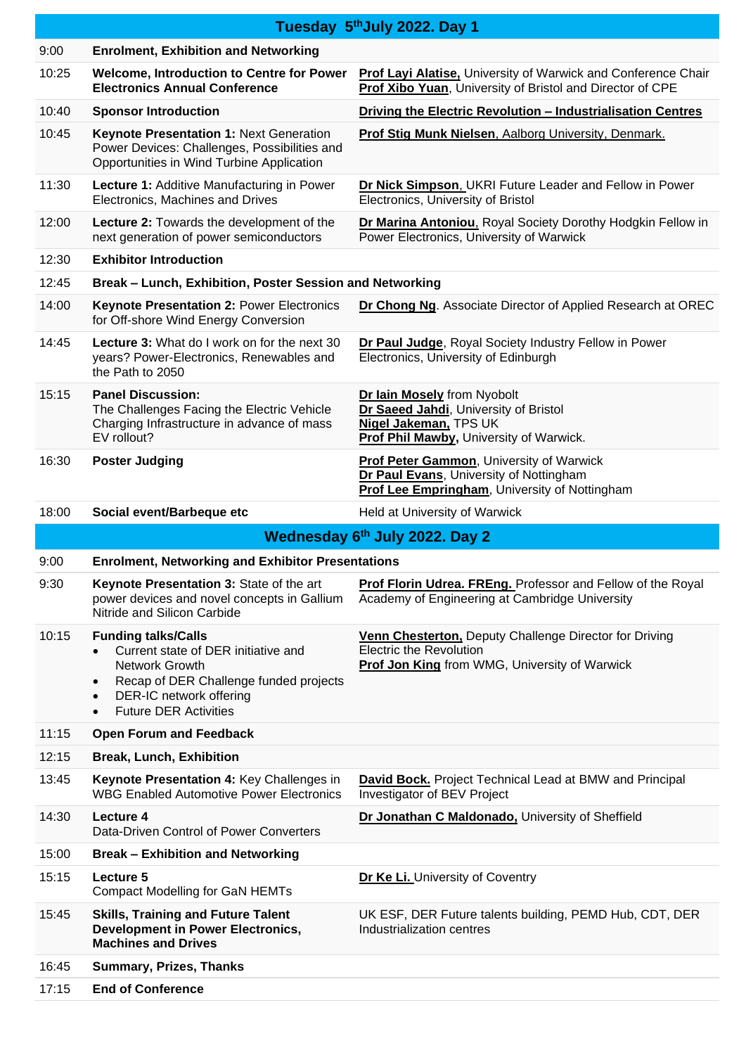| | | |
|---|---|---|
| **Tuesday 5th July 2022. Day 1** | | |
| 9:00 | **Enrolment, Exhibition and Networking** | |
| 10:25 | **Welcome, Introduction to Centre for Power Electronics Annual Conference** | **Prof Layi Alatise,** University of Warwick and Conference Chair<br>**Prof Xibo Yuan**, University of Bristol and Director of CPE |
| 10:40 | **Sponsor Introduction** | **Driving the Electric Revolution – Industrialisation Centres** |
| 10:45 | **Keynote Presentation 1:** Next Generation Power Devices: Challenges, Possibilities and Opportunities in Wind Turbine Application | **Prof Stig Munk Nielsen**, Aalborg University, Denmark. |
| 11:30 | **Lecture 1:** Additive Manufacturing in Power Electronics, Machines and Drives | **Dr Nick Simpson**, UKRI Future Leader and Fellow in Power Electronics, University of Bristol |
| 12:00 | **Lecture 2:** Towards the development of the next generation of power semiconductors | **Dr Marina Antoniou**, Royal Society Dorothy Hodgkin Fellow in Power Electronics, University of Warwick |
| 12:30 | **Exhibitor Introduction** | |
| 12:45 | **Break – Lunch, Exhibition, Poster Session and Networking** | |
| 14:00 | **Keynote Presentation 2:** Power Electronics for Off-shore Wind Energy Conversion | **Dr Chong Ng**. Associate Director of Applied Research at OREC |
| 14:45 | **Lecture 3:** What do I work on for the next 30 years? Power-Electronics, Renewables and the Path to 2050 | **Dr Paul Judge**, Royal Society Industry Fellow in Power Electronics, University of Edinburgh |
| 15:15 | **Panel Discussion:**<br>The Challenges Facing the Electric Vehicle Charging Infrastructure in advance of mass EV rollout? | **Dr Iain Mosely** from Nyobolt<br>**Dr Saeed Jahdi**, University of Bristol<br>**Nigel Jakeman,** TPS UK<br>**Prof Phil Mawby,** University of Warwick. |
| 16:30 | **Poster Judging** | **Prof Peter Gammon**, University of Warwick<br>**Dr Paul Evans**, University of Nottingham<br>**Prof Lee Empringham**, University of Nottingham |
| 18:00 | **Social event/Barbeque etc** | Held at University of Warwick |
| **Wednesday 6th July 2022. Day 2** | | |
| 9:00 | **Enrolment, Networking and Exhibitor Presentations** | |
| 9:30 | **Keynote Presentation 3:** State of the art power devices and novel concepts in Gallium Nitride and Silicon Carbide | **Prof Florin Udrea. FREng.** Professor and Fellow of the Royal Academy of Engineering at Cambridge University |
| 10:15 | **Funding talks/Calls**<br>• Current state of DER initiative and Network Growth<br>• Recap of DER Challenge funded projects<br>• DER-IC network offering<br>• Future DER Activities | **Venn Chesterton,** Deputy Challenge Director for Driving Electric the Revolution<br>**Prof Jon King** from WMG, University of Warwick |
| 11:15 | **Open Forum and Feedback** | |
| 12:15 | **Break, Lunch, Exhibition** | |
| 13:45 | **Keynote Presentation 4:** Key Challenges in WBG Enabled Automotive Power Electronics | **David Bock.** Project Technical Lead at BMW and Principal Investigator of BEV Project |
| 14:30 | **Lecture 4**<br>Data-Driven Control of Power Converters | **Dr Jonathan C Maldonado,** University of Sheffield |
| 15:00 | **Break – Exhibition and Networking** | |
| 15:15 | **Lecture 5**<br>Compact Modelling for GaN HEMTs | **Dr Ke Li.** University of Coventry |
| 15:45 | **Skills, Training and Future Talent Development in Power Electronics, Machines and Drives** | UK ESF, DER Future talents building, PEMD Hub, CDT, DER Industrialization centres |
| 16:45 | **Summary, Prizes, Thanks** | |
| 17:15 | **End of Conference** | |